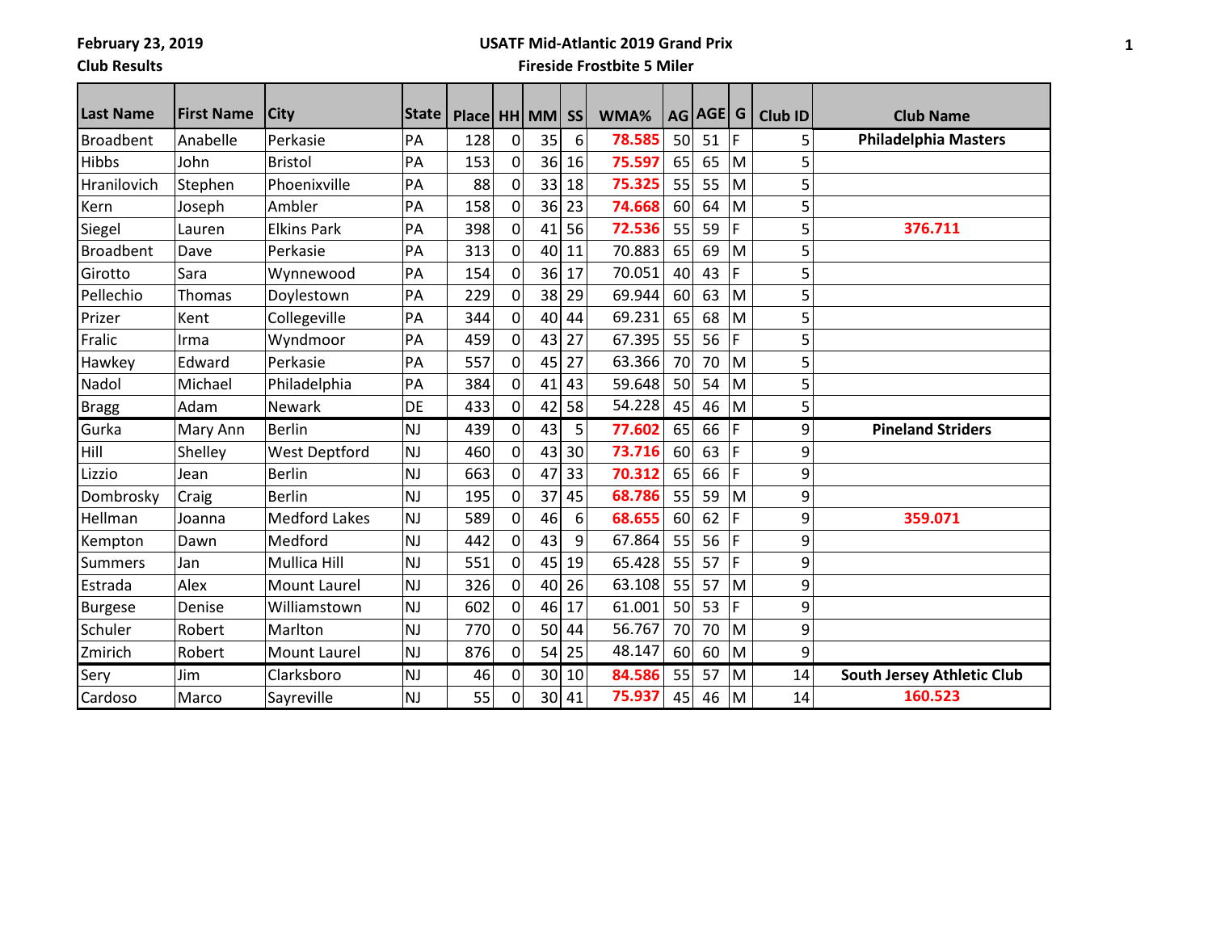**February 23, 2019**

**Club Results**

**USATF Mid-Atlantic 2019 Grand Prix**

**Fireside Frostbite 5 Miler**

| Last Name | First Name | City | State | Place | HH | MM | SS | WMA% | AG | AGE | G | Club ID | Club Name |
|---|---|---|---|---|---|---|---|---|---|---|---|---|---|
| Broadbent | Anabelle | Perkasie | PA | 128 | 0 | 35 | 6 | 78.585 | 50 | 51 | F | 5 | **Philadelphia Masters** |
| Hibbs | John | Bristol | PA | 153 | 0 | 36 | 16 | 75.597 | 65 | 65 | M | 5 | |
| Hranilovich | Stephen | Phoenixville | PA | 88 | 0 | 33 | 18 | 75.325 | 55 | 55 | M | 5 | |
| Kern | Joseph | Ambler | PA | 158 | 0 | 36 | 23 | 74.668 | 60 | 64 | M | 5 | |
| Siegel | Lauren | Elkins Park | PA | 398 | 0 | 41 | 56 | 72.536 | 55 | 59 | F | 5 | 376.711 |
| Broadbent | Dave | Perkasie | PA | 313 | 0 | 40 | 11 | 70.883 | 65 | 69 | M | 5 | |
| Girotto | Sara | Wynnewood | PA | 154 | 0 | 36 | 17 | 70.051 | 40 | 43 | F | 5 | |
| Pellechio | Thomas | Doylestown | PA | 229 | 0 | 38 | 29 | 69.944 | 60 | 63 | M | 5 | |
| Prizer | Kent | Collegeville | PA | 344 | 0 | 40 | 44 | 69.231 | 65 | 68 | M | 5 | |
| Fralic | Irma | Wyndmoor | PA | 459 | 0 | 43 | 27 | 67.395 | 55 | 56 | F | 5 | |
| Hawkey | Edward | Perkasie | PA | 557 | 0 | 45 | 27 | 63.366 | 70 | 70 | M | 5 | |
| Nadol | Michael | Philadelphia | PA | 384 | 0 | 41 | 43 | 59.648 | 50 | 54 | M | 5 | |
| Bragg | Adam | Newark | DE | 433 | 0 | 42 | 58 | 54.228 | 45 | 46 | M | 5 | |
| Gurka | Mary Ann | Berlin | NJ | 439 | 0 | 43 | 5 | 77.602 | 65 | 66 | F | 9 | **Pineland Striders** |
| Hill | Shelley | West Deptford | NJ | 460 | 0 | 43 | 30 | 73.716 | 60 | 63 | F | 9 | |
| Lizzio | Jean | Berlin | NJ | 663 | 0 | 47 | 33 | 70.312 | 65 | 66 | F | 9 | |
| Dombrosky | Craig | Berlin | NJ | 195 | 0 | 37 | 45 | 68.786 | 55 | 59 | M | 9 | |
| Hellman | Joanna | Medford Lakes | NJ | 589 | 0 | 46 | 6 | 68.655 | 60 | 62 | F | 9 | 359.071 |
| Kempton | Dawn | Medford | NJ | 442 | 0 | 43 | 9 | 67.864 | 55 | 56 | F | 9 | |
| Summers | Jan | Mullica Hill | NJ | 551 | 0 | 45 | 19 | 65.428 | 55 | 57 | F | 9 | |
| Estrada | Alex | Mount Laurel | NJ | 326 | 0 | 40 | 26 | 63.108 | 55 | 57 | M | 9 | |
| Burgese | Denise | Williamstown | NJ | 602 | 0 | 46 | 17 | 61.001 | 50 | 53 | F | 9 | |
| Schuler | Robert | Marlton | NJ | 770 | 0 | 50 | 44 | 56.767 | 70 | 70 | M | 9 | |
| Zmirich | Robert | Mount Laurel | NJ | 876 | 0 | 54 | 25 | 48.147 | 60 | 60 | M | 9 | |
| Sery | Jim | Clarksboro | NJ | 46 | 0 | 30 | 10 | 84.586 | 55 | 57 | M | 14 | **South Jersey Athletic Club** |
| Cardoso | Marco | Sayreville | NJ | 55 | 0 | 30 | 41 | 75.937 | 45 | 46 | M | 14 | 160.523 |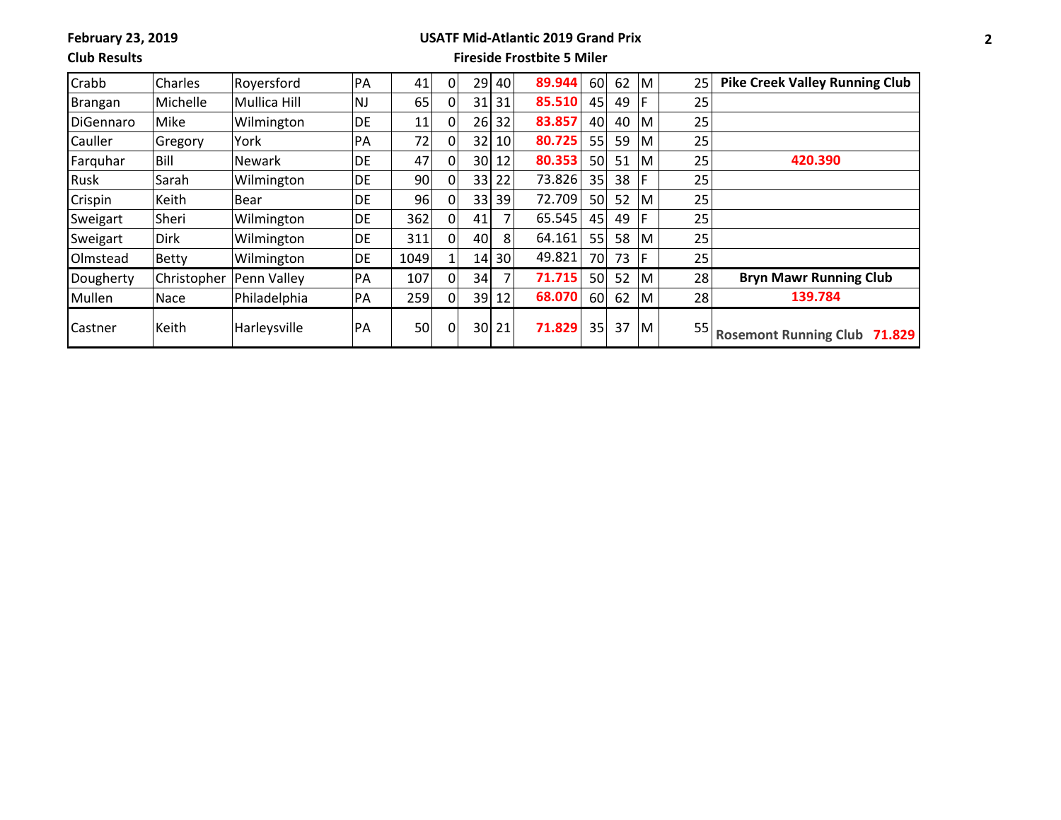**February 23, 2019**

**Club Results**

**USATF Mid-Atlantic 2019 Grand Prix**

**Fireside Frostbite 5 Miler**

| | | | | | | | | | | | | | |
|---|---|---|---|---|---|---|---|---|---|---|---|---|---|
| Crabb | Charles | Royersford | PA | 41 | 0 | 29 | 40 | **89.944** | 60 | 62 | M | 25 | **Pike Creek Valley Running Club** |
| Brangan | Michelle | Mullica Hill | NJ | 65 | 0 | 31 | 31 | **85.510** | 45 | 49 | F | 25 | |
| DiGennaro | Mike | Wilmington | DE | 11 | 0 | 26 | 32 | **83.857** | 40 | 40 | M | 25 | |
| Cauller | Gregory | York | PA | 72 | 0 | 32 | 10 | **80.725** | 55 | 59 | M | 25 | |
| Farquhar | Bill | Newark | DE | 47 | 0 | 30 | 12 | **80.353** | 50 | 51 | M | 25 | **420.390** |
| Rusk | Sarah | Wilmington | DE | 90 | 0 | 33 | 22 | 73.826 | 35 | 38 | F | 25 | |
| Crispin | Keith | Bear | DE | 96 | 0 | 33 | 39 | 72.709 | 50 | 52 | M | 25 | |
| Sweigart | Sheri | Wilmington | DE | 362 | 0 | 41 | 7 | 65.545 | 45 | 49 | F | 25 | |
| Sweigart | Dirk | Wilmington | DE | 311 | 0 | 40 | 8 | 64.161 | 55 | 58 | M | 25 | |
| Olmstead | Betty | Wilmington | DE | 1049 | 1 | 14 | 30 | 49.821 | 70 | 73 | F | 25 | |
| Dougherty | Christopher | Penn Valley | PA | 107 | 0 | 34 | 7 | **71.715** | 50 | 52 | M | 28 | **Bryn Mawr Running Club** |
| Mullen | Nace | Philadelphia | PA | 259 | 0 | 39 | 12 | **68.070** | 60 | 62 | M | 28 | **139.784** |
| Castner | Keith | Harleysville | PA | 50 | 0 | 30 | 21 | **71.829** | 35 | 37 | M | 55 | **Rosemont Running Club 71.829** |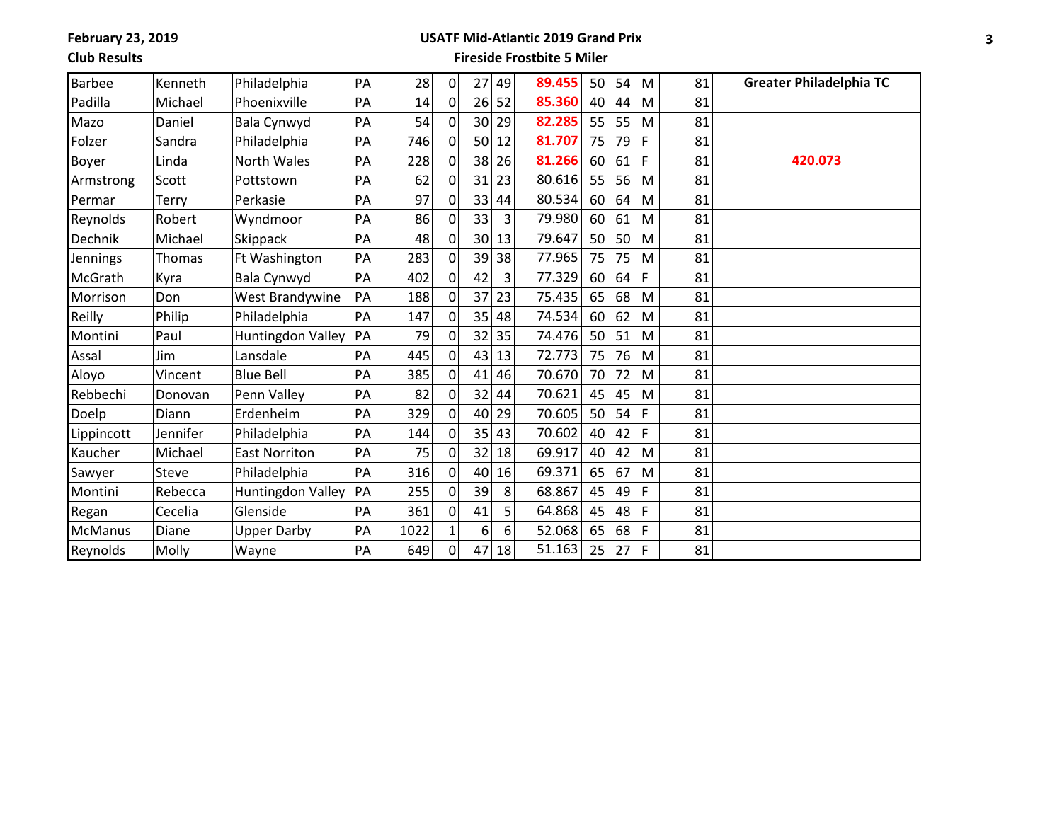**February 23, 2019**

**Club Results**

**USATF Mid-Atlantic 2019 Grand Prix**

**Fireside Frostbite 5 Miler**

| | | | | | | | | | | | | | |
|---|---|---|---|---|---|---|---|---|---|---|---|---|---|
| Barbee | Kenneth | Philadelphia | PA | 28 | 0 | 27 | 49 | **89.455** | 50 | 54 | M | 81 | **Greater Philadelphia TC** |
| Padilla | Michael | Phoenixville | PA | 14 | 0 | 26 | 52 | **85.360** | 40 | 44 | M | 81 | |
| Mazo | Daniel | Bala Cynwyd | PA | 54 | 0 | 30 | 29 | **82.285** | 55 | 55 | M | 81 | |
| Folzer | Sandra | Philadelphia | PA | 746 | 0 | 50 | 12 | **81.707** | 75 | 79 | F | 81 | |
| Boyer | Linda | North Wales | PA | 228 | 0 | 38 | 26 | **81.266** | 60 | 61 | F | 81 | **420.073** |
| Armstrong | Scott | Pottstown | PA | 62 | 0 | 31 | 23 | 80.616 | 55 | 56 | M | 81 | |
| Permar | Terry | Perkasie | PA | 97 | 0 | 33 | 44 | 80.534 | 60 | 64 | M | 81 | |
| Reynolds | Robert | Wyndmoor | PA | 86 | 0 | 33 | 3 | 79.980 | 60 | 61 | M | 81 | |
| Dechnik | Michael | Skippack | PA | 48 | 0 | 30 | 13 | 79.647 | 50 | 50 | M | 81 | |
| Jennings | Thomas | Ft Washington | PA | 283 | 0 | 39 | 38 | 77.965 | 75 | 75 | M | 81 | |
| McGrath | Kyra | Bala Cynwyd | PA | 402 | 0 | 42 | 3 | 77.329 | 60 | 64 | F | 81 | |
| Morrison | Don | West Brandywine | PA | 188 | 0 | 37 | 23 | 75.435 | 65 | 68 | M | 81 | |
| Reilly | Philip | Philadelphia | PA | 147 | 0 | 35 | 48 | 74.534 | 60 | 62 | M | 81 | |
| Montini | Paul | Huntingdon Valley | PA | 79 | 0 | 32 | 35 | 74.476 | 50 | 51 | M | 81 | |
| Assal | Jim | Lansdale | PA | 445 | 0 | 43 | 13 | 72.773 | 75 | 76 | M | 81 | |
| Aloyo | Vincent | Blue Bell | PA | 385 | 0 | 41 | 46 | 70.670 | 70 | 72 | M | 81 | |
| Rebbechi | Donovan | Penn Valley | PA | 82 | 0 | 32 | 44 | 70.621 | 45 | 45 | M | 81 | |
| Doelp | Diann | Erdenheim | PA | 329 | 0 | 40 | 29 | 70.605 | 50 | 54 | F | 81 | |
| Lippincott | Jennifer | Philadelphia | PA | 144 | 0 | 35 | 43 | 70.602 | 40 | 42 | F | 81 | |
| Kaucher | Michael | East Norriton | PA | 75 | 0 | 32 | 18 | 69.917 | 40 | 42 | M | 81 | |
| Sawyer | Steve | Philadelphia | PA | 316 | 0 | 40 | 16 | 69.371 | 65 | 67 | M | 81 | |
| Montini | Rebecca | Huntingdon Valley | PA | 255 | 0 | 39 | 8 | 68.867 | 45 | 49 | F | 81 | |
| Regan | Cecelia | Glenside | PA | 361 | 0 | 41 | 5 | 64.868 | 45 | 48 | F | 81 | |
| McManus | Diane | Upper Darby | PA | 1022 | 1 | 6 | 6 | 52.068 | 65 | 68 | F | 81 | |
| Reynolds | Molly | Wayne | PA | 649 | 0 | 47 | 18 | 51.163 | 25 | 27 | F | 81 | |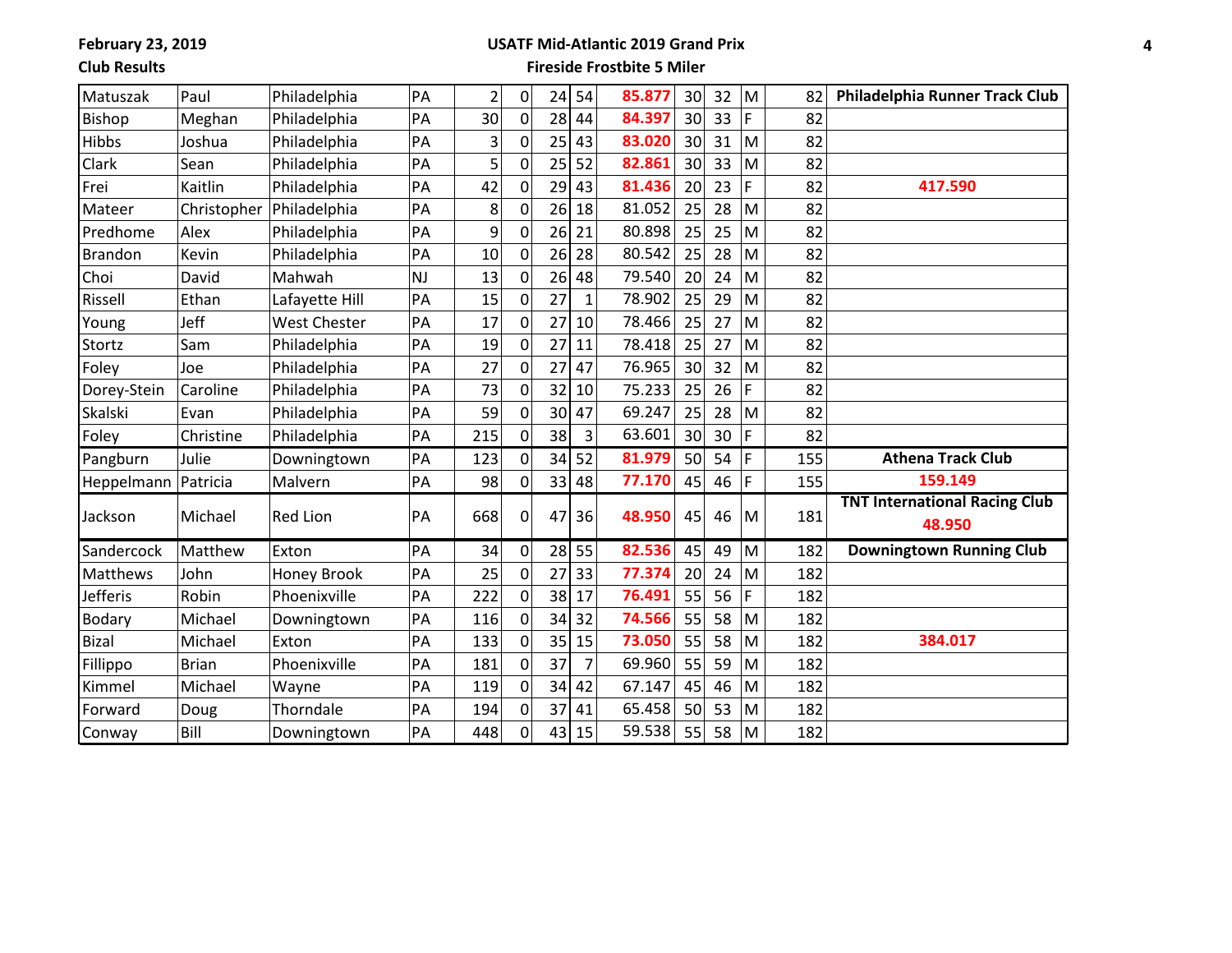February 23, 2019

Club Results

**USATF Mid-Atlantic 2019 Grand Prix**

**Fireside Frostbite 5 Miler**

| Last | First | City | State | Place | | Min | Sec | Score | Age Group | Age | Sex | Club # | Club |
|---|---|---|---|---|---|---|---|---|---|---|---|---|---|
| Matuszak | Paul | Philadelphia | PA | 2 | 0 | 24 | 54 | **85.877** | 30 | 32 | M | 82 | **Philadelphia Runner Track Club** |
| Bishop | Meghan | Philadelphia | PA | 30 | 0 | 28 | 44 | **84.397** | 30 | 33 | F | 82 | |
| Hibbs | Joshua | Philadelphia | PA | 3 | 0 | 25 | 43 | **83.020** | 30 | 31 | M | 82 | |
| Clark | Sean | Philadelphia | PA | 5 | 0 | 25 | 52 | **82.861** | 30 | 33 | M | 82 | |
| Frei | Kaitlin | Philadelphia | PA | 42 | 0 | 29 | 43 | **81.436** | 20 | 23 | F | 82 | **417.590** |
| Mateer | Christopher | Philadelphia | PA | 8 | 0 | 26 | 18 | 81.052 | 25 | 28 | M | 82 | |
| Predhome | Alex | Philadelphia | PA | 9 | 0 | 26 | 21 | 80.898 | 25 | 25 | M | 82 | |
| Brandon | Kevin | Philadelphia | PA | 10 | 0 | 26 | 28 | 80.542 | 25 | 28 | M | 82 | |
| Choi | David | Mahwah | NJ | 13 | 0 | 26 | 48 | 79.540 | 20 | 24 | M | 82 | |
| Rissell | Ethan | Lafayette Hill | PA | 15 | 0 | 27 | 1 | 78.902 | 25 | 29 | M | 82 | |
| Young | Jeff | West Chester | PA | 17 | 0 | 27 | 10 | 78.466 | 25 | 27 | M | 82 | |
| Stortz | Sam | Philadelphia | PA | 19 | 0 | 27 | 11 | 78.418 | 25 | 27 | M | 82 | |
| Foley | Joe | Philadelphia | PA | 27 | 0 | 27 | 47 | 76.965 | 30 | 32 | M | 82 | |
| Dorey-Stein | Caroline | Philadelphia | PA | 73 | 0 | 32 | 10 | 75.233 | 25 | 26 | F | 82 | |
| Skalski | Evan | Philadelphia | PA | 59 | 0 | 30 | 47 | 69.247 | 25 | 28 | M | 82 | |
| Foley | Christine | Philadelphia | PA | 215 | 0 | 38 | 3 | 63.601 | 30 | 30 | F | 82 | |
| Pangburn | Julie | Downingtown | PA | 123 | 0 | 34 | 52 | **81.979** | 50 | 54 | F | 155 | **Athena Track Club** |
| Heppelmann | Patricia | Malvern | PA | 98 | 0 | 33 | 48 | **77.170** | 45 | 46 | F | 155 | **159.149** |
| Jackson | Michael | Red Lion | PA | 668 | 0 | 47 | 36 | **48.950** | 45 | 46 | M | 181 | **TNT International Racing Club** **48.950** |
| Sandercock | Matthew | Exton | PA | 34 | 0 | 28 | 55 | **82.536** | 45 | 49 | M | 182 | **Downingtown Running Club** |
| Matthews | John | Honey Brook | PA | 25 | 0 | 27 | 33 | **77.374** | 20 | 24 | M | 182 | |
| Jefferis | Robin | Phoenixville | PA | 222 | 0 | 38 | 17 | **76.491** | 55 | 56 | F | 182 | |
| Bodary | Michael | Downingtown | PA | 116 | 0 | 34 | 32 | **74.566** | 55 | 58 | M | 182 | |
| Bizal | Michael | Exton | PA | 133 | 0 | 35 | 15 | **73.050** | 55 | 58 | M | 182 | **384.017** |
| Fillippo | Brian | Phoenixville | PA | 181 | 0 | 37 | 7 | 69.960 | 55 | 59 | M | 182 | |
| Kimmel | Michael | Wayne | PA | 119 | 0 | 34 | 42 | 67.147 | 45 | 46 | M | 182 | |
| Forward | Doug | Thorndale | PA | 194 | 0 | 37 | 41 | 65.458 | 50 | 53 | M | 182 | |
| Conway | Bill | Downingtown | PA | 448 | 0 | 43 | 15 | 59.538 | 55 | 58 | M | 182 | |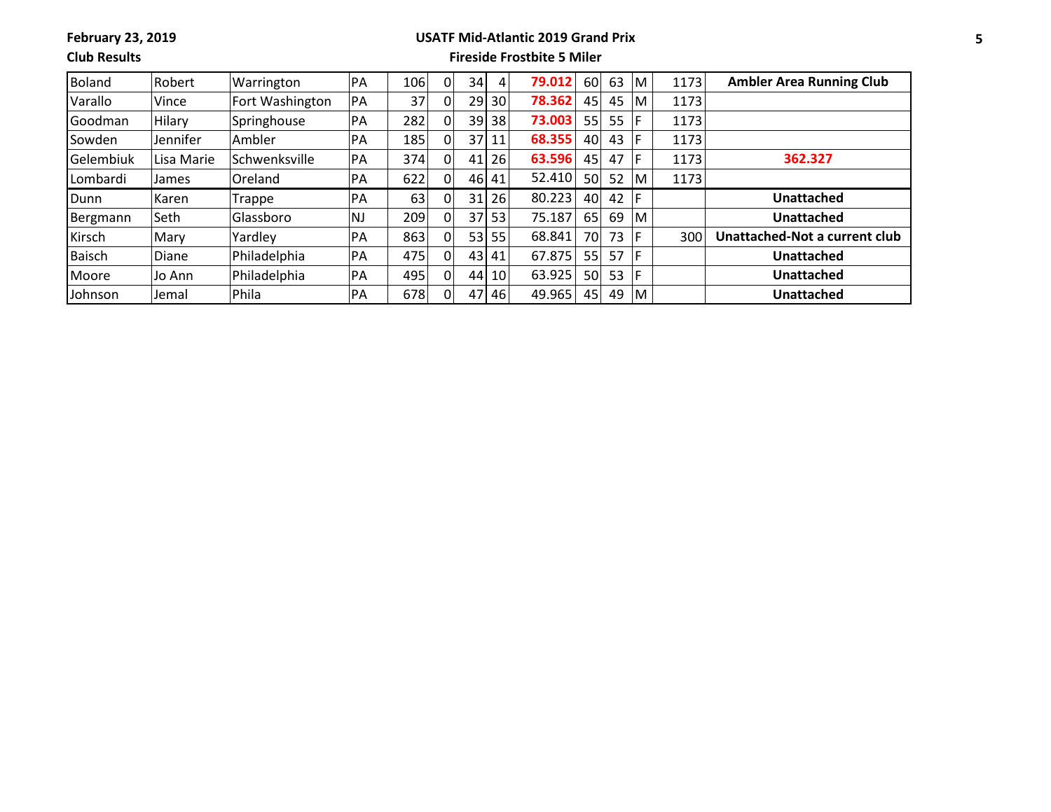**February 23, 2019**

**Club Results**

**USATF Mid-Atlantic 2019 Grand Prix**

**Fireside Frostbite 5 Miler**

| | | | | | | | | | | | | | | |
|---|---|---|---|---|---|---|---|---|---|---|---|---|---|---|
| Boland | Robert | Warrington | PA | 106 | 0 | 34 | 4 | 79.012 | 60 | 63 | M | 1173 | **Ambler Area Running Club** |
| Varallo | Vince | Fort Washington | PA | 37 | 0 | 29 | 30 | 78.362 | 45 | 45 | M | 1173 | |
| Goodman | Hilary | Springhouse | PA | 282 | 0 | 39 | 38 | 73.003 | 55 | 55 | F | 1173 | |
| Sowden | Jennifer | Ambler | PA | 185 | 0 | 37 | 11 | 68.355 | 40 | 43 | F | 1173 | |
| Gelembiuk | Lisa Marie | Schwenksville | PA | 374 | 0 | 41 | 26 | 63.596 | 45 | 47 | F | 1173 | **362.327** |
| Lombardi | James | Oreland | PA | 622 | 0 | 46 | 41 | 52.410 | 50 | 52 | M | 1173 | |
| Dunn | Karen | Trappe | PA | 63 | 0 | 31 | 26 | 80.223 | 40 | 42 | F | | **Unattached** |
| Bergmann | Seth | Glassboro | NJ | 209 | 0 | 37 | 53 | 75.187 | 65 | 69 | M | | **Unattached** |
| Kirsch | Mary | Yardley | PA | 863 | 0 | 53 | 55 | 68.841 | 70 | 73 | F | 300 | **Unattached-Not a current club** |
| Baisch | Diane | Philadelphia | PA | 475 | 0 | 43 | 41 | 67.875 | 55 | 57 | F | | **Unattached** |
| Moore | Jo Ann | Philadelphia | PA | 495 | 0 | 44 | 10 | 63.925 | 50 | 53 | F | | **Unattached** |
| Johnson | Jemal | Phila | PA | 678 | 0 | 47 | 46 | 49.965 | 45 | 49 | M | | **Unattached** |